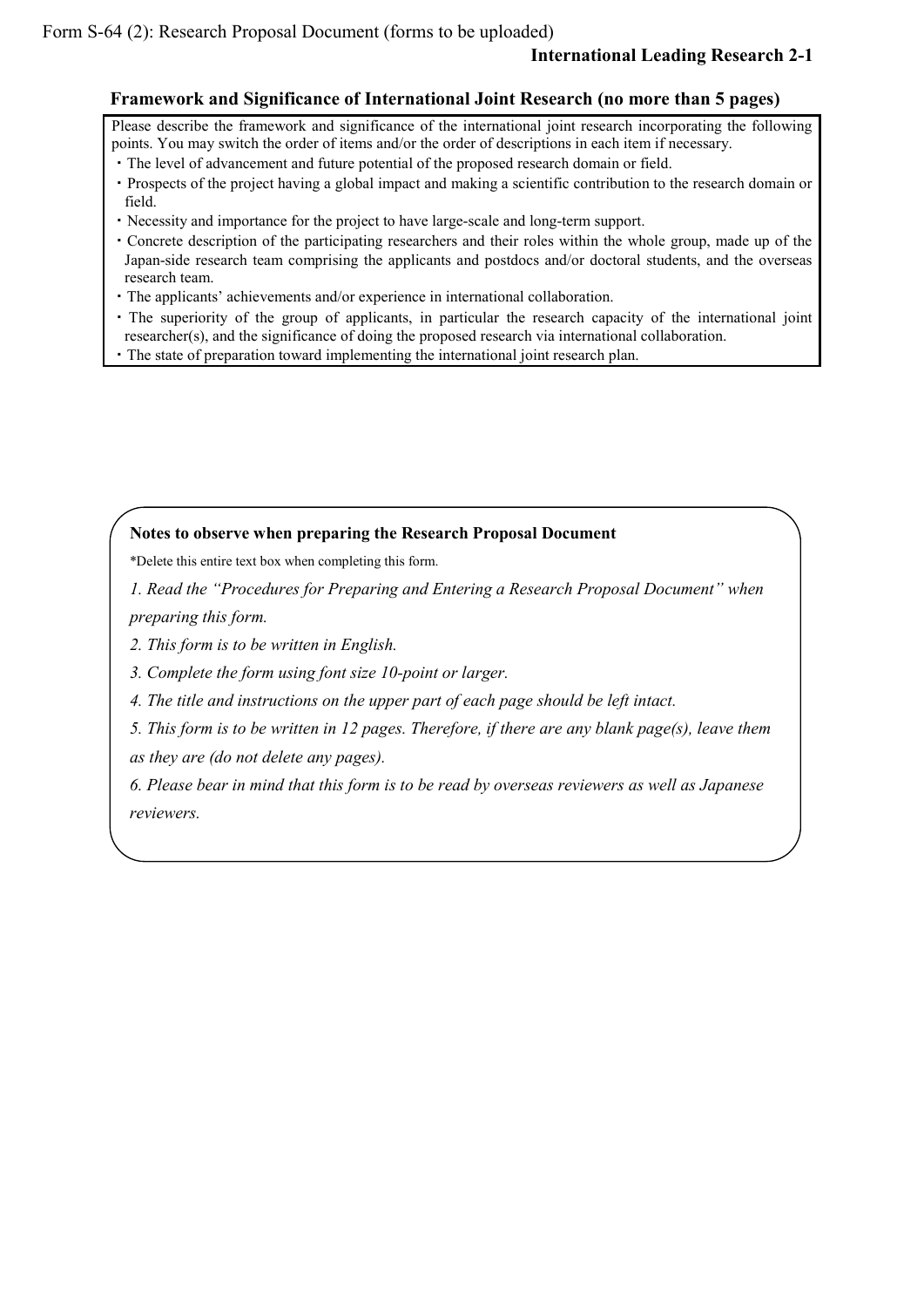Form S-64 (2): Research Proposal Document (forms to be uploaded)

**International Leading Research 2-1**

## Framework and Significance of International Joint Research (no more than 5 pages)

Please describe the framework and significance of the international joint research incorporating the following points. You may switch the order of items and/or the order of descriptions in each item if necessary.

- The level of advancement and future potential of the proposed research domain or field.
- Prospects of the project having a global impact and making a scientific contribution to the research domain or field.
- Necessity and importance for the project to have large-scale and long-term support.
- Concrete description of the participating researchers and their roles within the whole group, made up of the Japan-side research team comprising the applicants and postdocs and/or doctoral students, and the overseas research team.
- The applicants' achievements and/or experience in international collaboration.
- The superiority of the group of applicants, in particular the research capacity of the international joint researcher(s), and the significance of doing the proposed research via international collaboration.
- The state of preparation toward implementing the international joint research plan.

**Notes to observe when preparing the Research Proposal Document**

*Delete this entire text box when completing this form.

*1. Read the "Procedures for Preparing and Entering a Research Proposal Document" when preparing this form.*

*2. This form is to be written in English.*

*3. Complete the form using font size 10-point or larger.*

*4. The title and instructions on the upper part of each page should be left intact.*

*5. This form is to be written in 12 pages. Therefore, if there are any blank page(s), leave them as they are (do not delete any pages).*

*6. Please bear in mind that this form is to be read by overseas reviewers as well as Japanese reviewers.*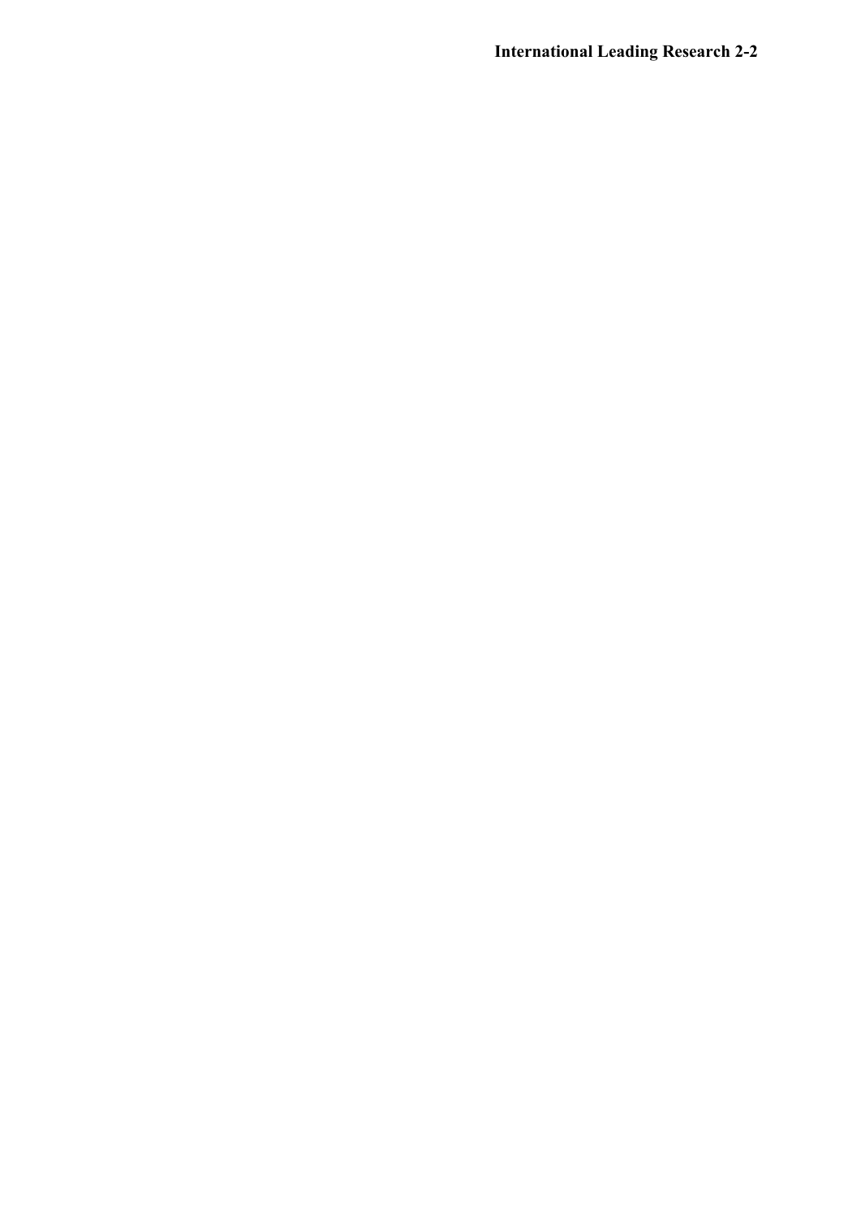**International Leading Research 2-2**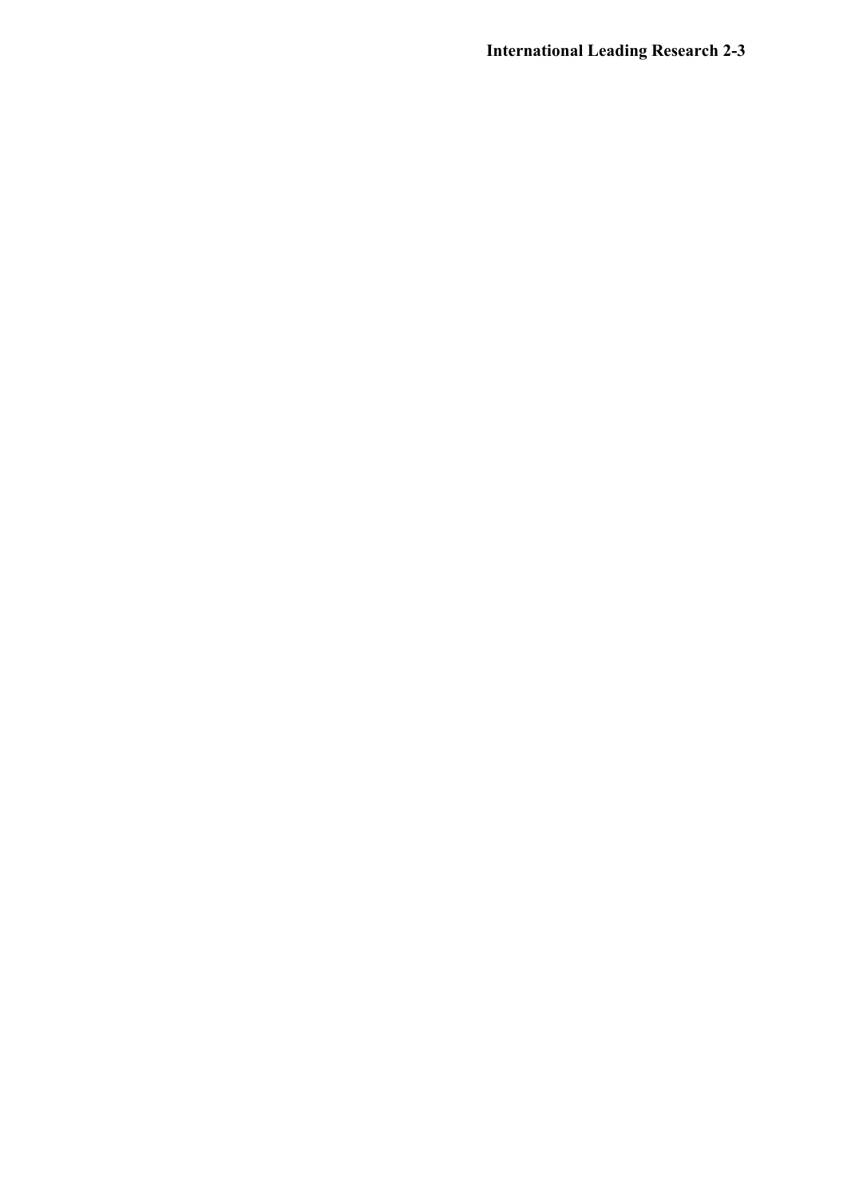**International Leading Research 2-3**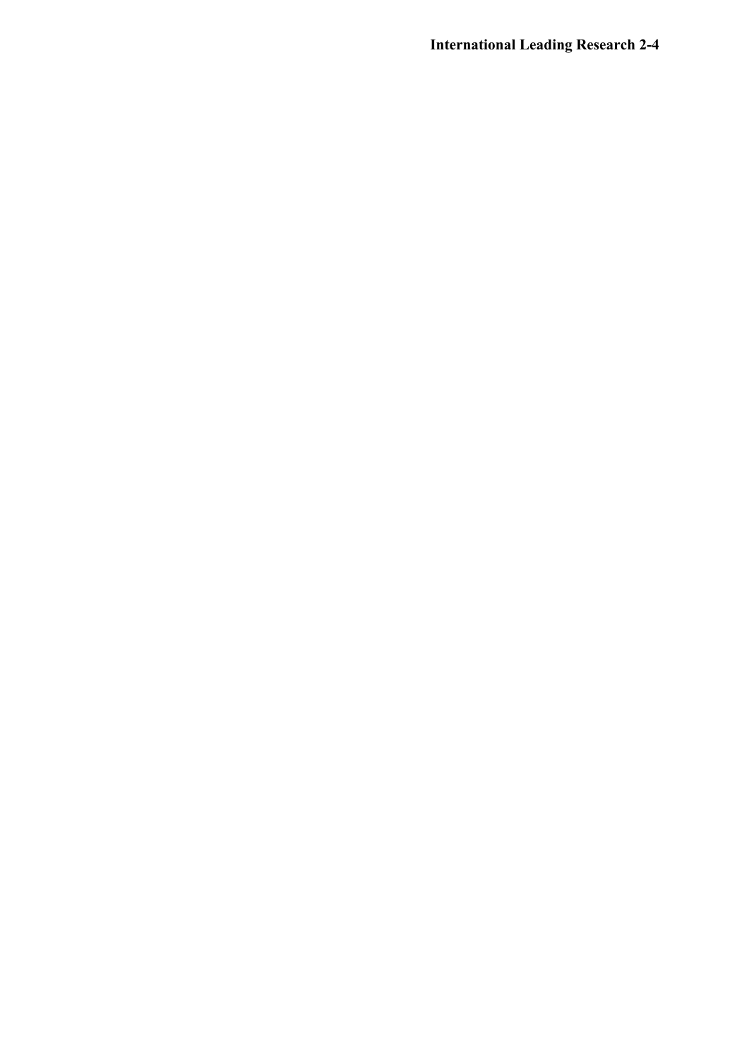**International Leading Research 2-4**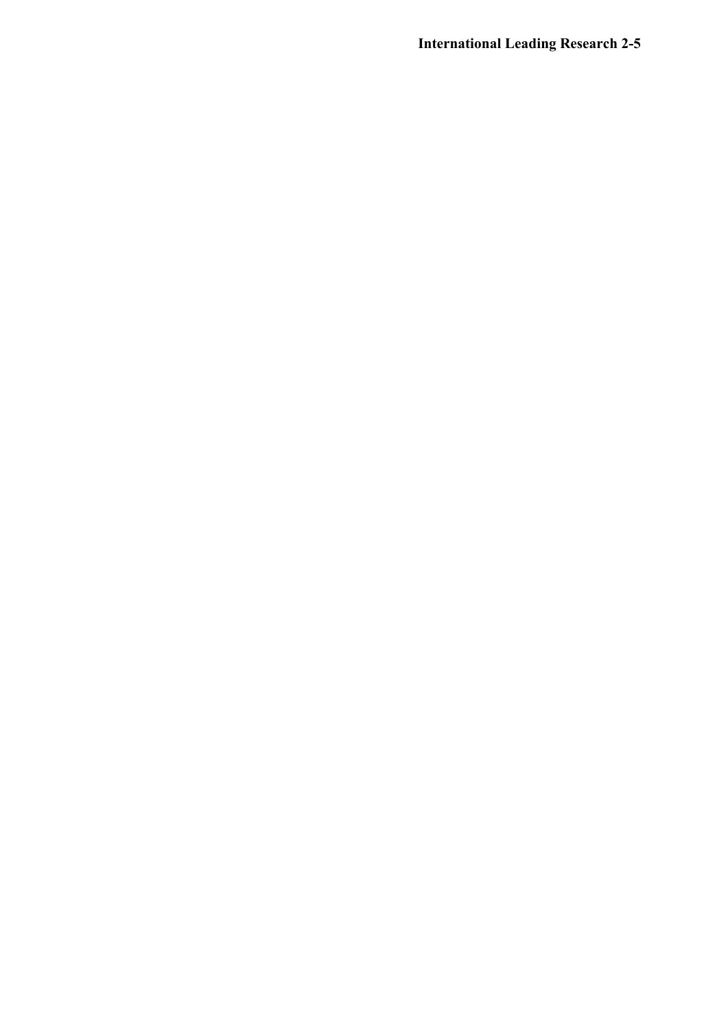**International Leading Research 2-5**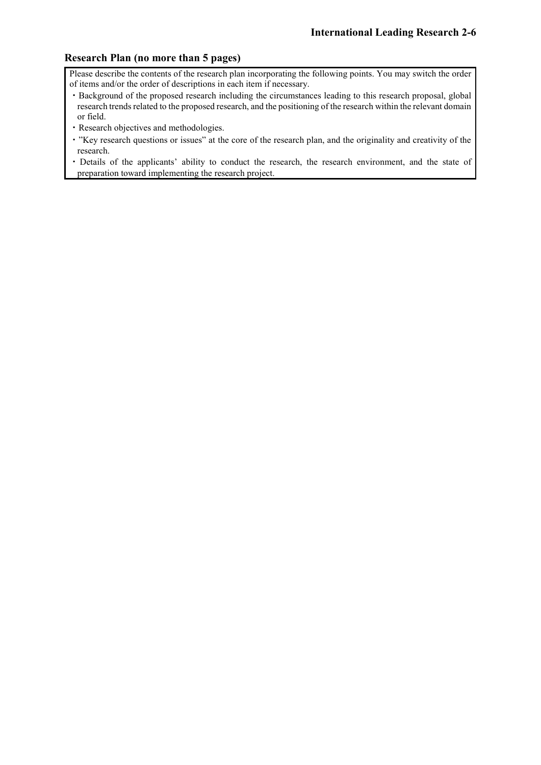## Research Plan (no more than 5 pages)

Please describe the contents of the research plan incorporating the following points. You may switch the order of items and/or the order of descriptions in each item if necessary.

- Background of the proposed research including the circumstances leading to this research proposal, global research trends related to the proposed research, and the positioning of the research within the relevant domain or field.
- Research objectives and methodologies.
- "Key research questions or issues" at the core of the research plan, and the originality and creativity of the research.
- Details of the applicants' ability to conduct the research, the research environment, and the state of preparation toward implementing the research project.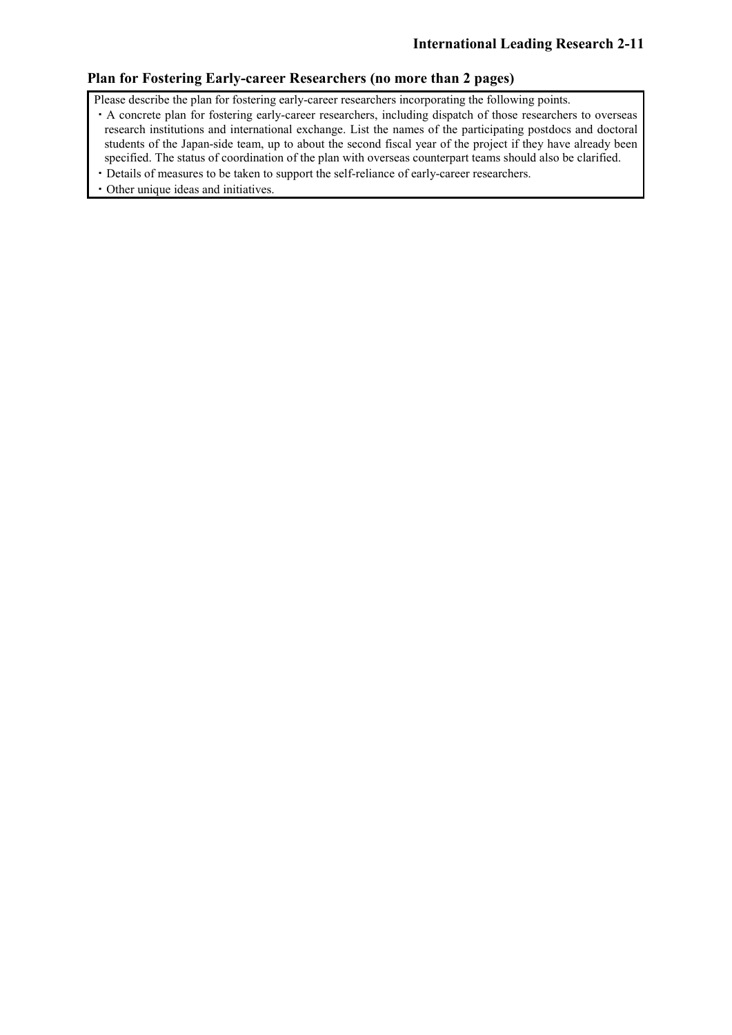**International Leading Research 2-11**

## Plan for Fostering Early-career Researchers (no more than 2 pages)

Please describe the plan for fostering early-career researchers incorporating the following points.

- A concrete plan for fostering early-career researchers, including dispatch of those researchers to overseas research institutions and international exchange. List the names of the participating postdocs and doctoral students of the Japan-side team, up to about the second fiscal year of the project if they have already been specified. The status of coordination of the plan with overseas counterpart teams should also be clarified.
- Details of measures to be taken to support the self-reliance of early-career researchers.
- Other unique ideas and initiatives.